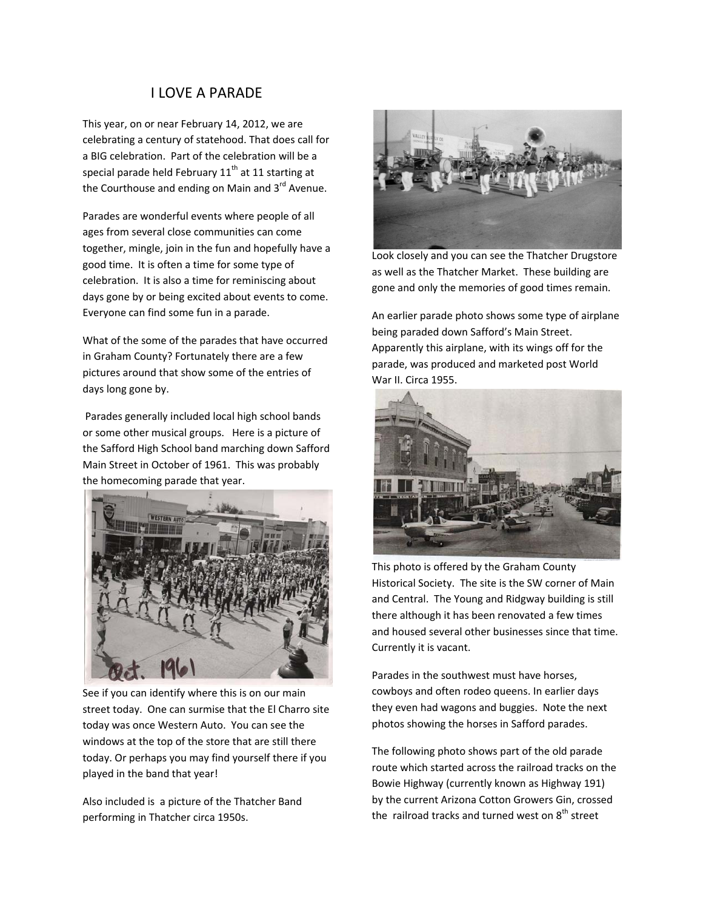# I LOVE A PARADE

This year, on or near February 14, 2012, we are celebrating a century of statehood. That does call for a BIG celebration. Part of the celebration will be a special parade held February 11th at 11 starting at the Courthouse and ending on Main and 3rd Avenue.

Parades are wonderful events where people of all ages from several close communities can come together, mingle, join in the fun and hopefully have a good time. It is often a time for some type of celebration. It is also a time for reminiscing about days gone by or being excited about events to come. Everyone can find some fun in a parade.

What of the some of the parades that have occurred in Graham County? Fortunately there are a few pictures around that show some of the entries of days long gone by.

Parades generally included local high school bands or some other musical groups. Here is a picture of the Safford High School band marching down Safford Main Street in October of 1961. This was probably the homecoming parade that year.

See if you can identify where this is on our main street today. One can surmise that the El Charro site today was once Western Auto. You can see the windows at the top of the store that are still there today. Or perhaps you may find yourself there if you played in the band that year!

Also included is a picture of the Thatcher Band performing in Thatcher circa 1950s.

Look closely and you can see the Thatcher Drugstore as well as the Thatcher Market. These building are gone and only the memories of good times remain.

An earlier parade photo shows some type of airplane being paraded down Safford's Main Street. Apparently this airplane, with its wings off for the parade, was produced and marketed post World War II. Circa 1955.

This photo is offered by the Graham County Historical Society. The site is the SW corner of Main and Central. The Young and Ridgway building is still there although it has been renovated a few times and housed several other businesses since that time. Currently it is vacant.

Parades in the southwest must have horses, cowboys and often rodeo queens. In earlier days they even had wagons and buggies. Note the next photos showing the horses in Safford parades.

The following photo shows part of the old parade route which started across the railroad tracks on the Bowie Highway (currently known as Highway 191) by the current Arizona Cotton Growers Gin, crossed the railroad tracks and turned west on 8th street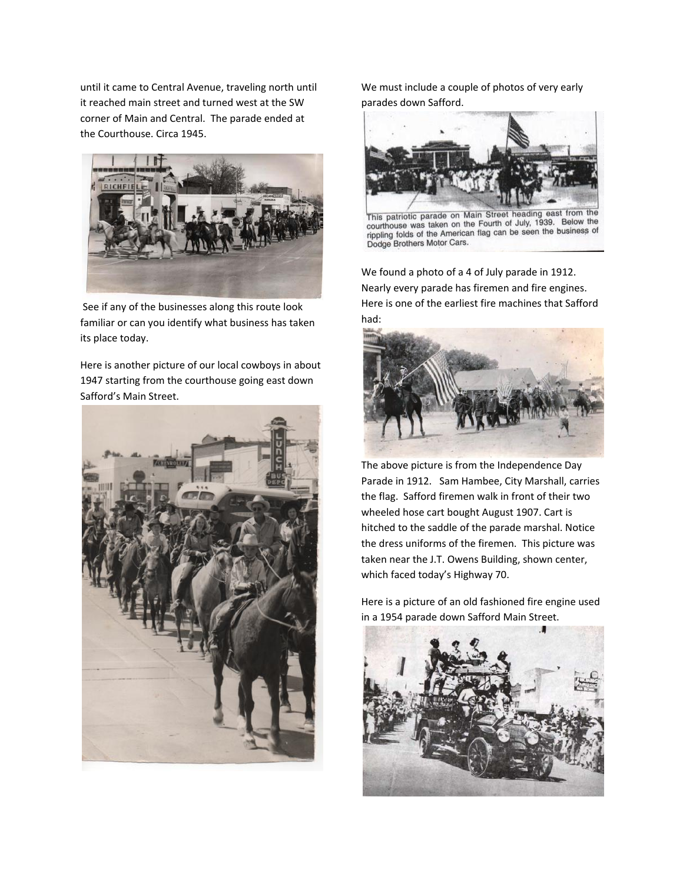until it came to Central Avenue, traveling north until it reached main street and turned west at the SW corner of Main and Central. The parade ended at the Courthouse. Circa 1945.

See if any of the businesses along this route look familiar or can you identify what business has taken its place today.

Here is another picture of our local cowboys in about 1947 starting from the courthouse going east down Safford's Main Street.

We must include a couple of photos of very early parades down Safford.

This patriotic parade on Main Street heading east from the courthouse was taken on the Fourth of July, 1939. Below the rippling folds of the American flag can be seen the business of Dodge Brothers Motor Cars.

We found a photo of a 4 of July parade in 1912. Nearly every parade has firemen and fire engines. Here is one of the earliest fire machines that Safford had:

The above picture is from the Independence Day Parade in 1912. Sam Hambee, City Marshall, carries the flag. Safford firemen walk in front of their two wheeled hose cart bought August 1907. Cart is hitched to the saddle of the parade marshal. Notice the dress uniforms of the firemen. This picture was taken near the J.T. Owens Building, shown center, which faced today's Highway 70.

Here is a picture of an old fashioned fire engine used in a 1954 parade down Safford Main Street.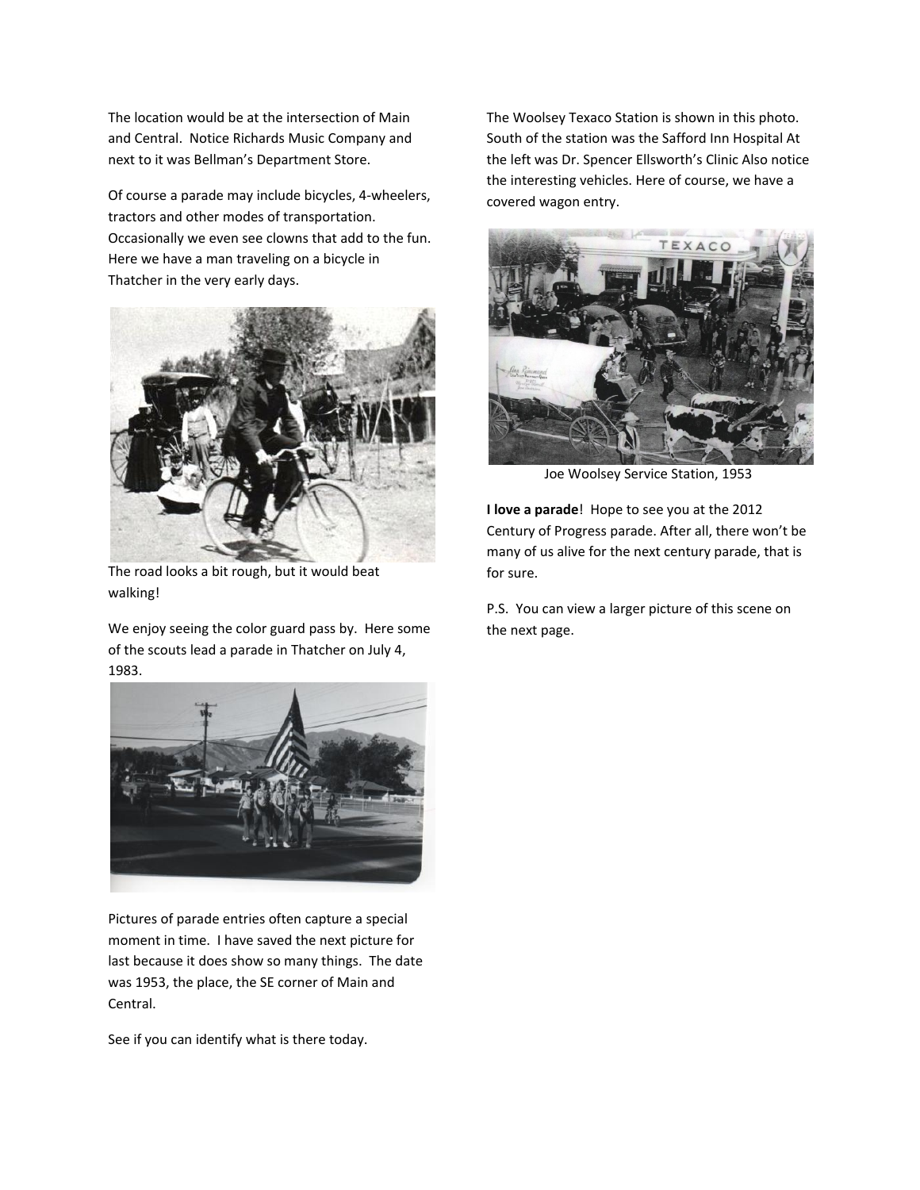The location would be at the intersection of Main and Central. Notice Richards Music Company and next to it was Bellman's Department Store.

Of course a parade may include bicycles, 4-wheelers, tractors and other modes of transportation. Occasionally we even see clowns that add to the fun. Here we have a man traveling on a bicycle in Thatcher in the very early days.

The road looks a bit rough, but it would beat walking!

We enjoy seeing the color guard pass by. Here some of the scouts lead a parade in Thatcher on July 4, 1983.

Pictures of parade entries often capture a special moment in time. I have saved the next picture for last because it does show so many things. The date was 1953, the place, the SE corner of Main and Central.

See if you can identify what is there today.

The Woolsey Texaco Station is shown in this photo. South of the station was the Safford Inn Hospital At the left was Dr. Spencer Ellsworth's Clinic Also notice the interesting vehicles. Here of course, we have a covered wagon entry.

Joe Woolsey Service Station, 1953

**I love a parade**! Hope to see you at the 2012 Century of Progress parade. After all, there won't be many of us alive for the next century parade, that is for sure.

P.S. You can view a larger picture of this scene on the next page.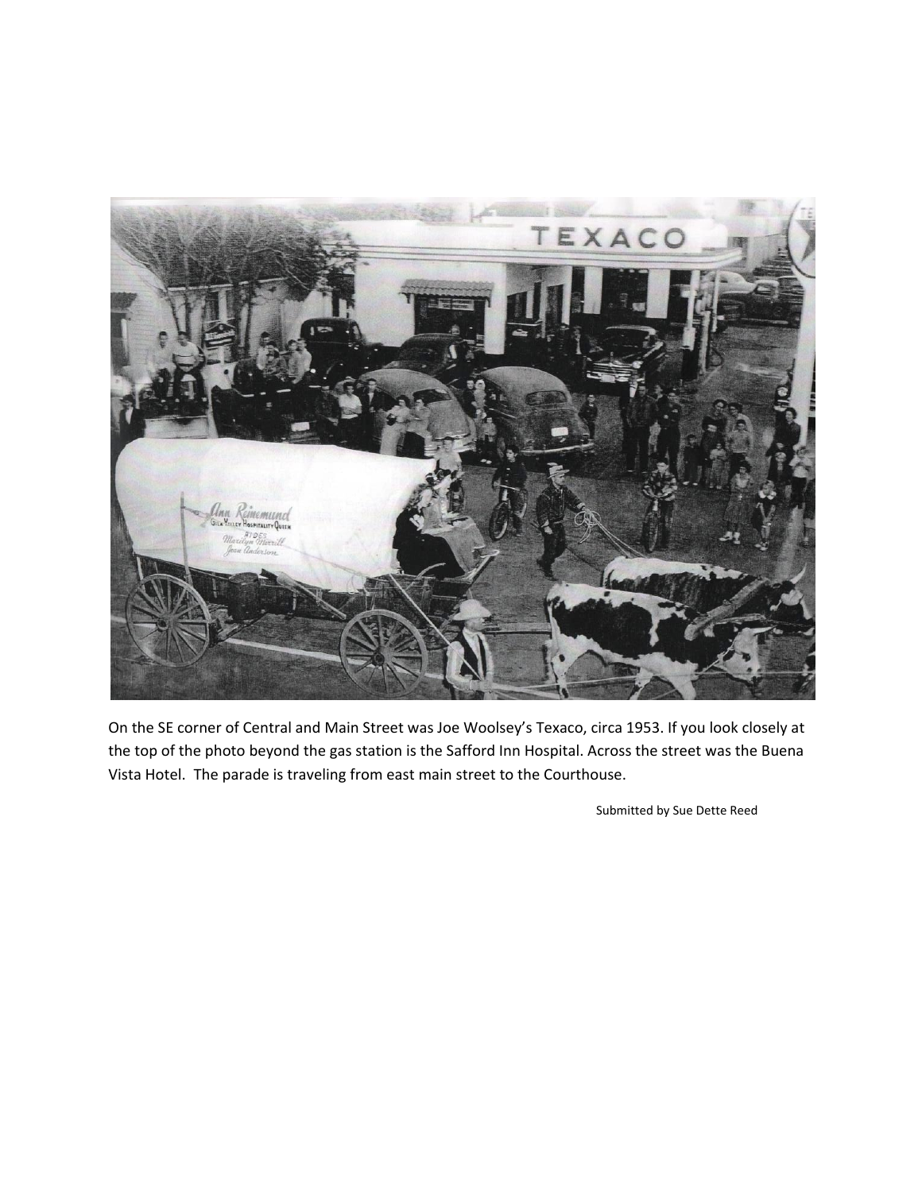On the SE corner of Central and Main Street was Joe Woolsey's Texaco, circa 1953. If you look closely at the top of the photo beyond the gas station is the Safford Inn Hospital. Across the street was the Buena Vista Hotel. The parade is traveling from east main street to the Courthouse.

Submitted by Sue Dette Reed